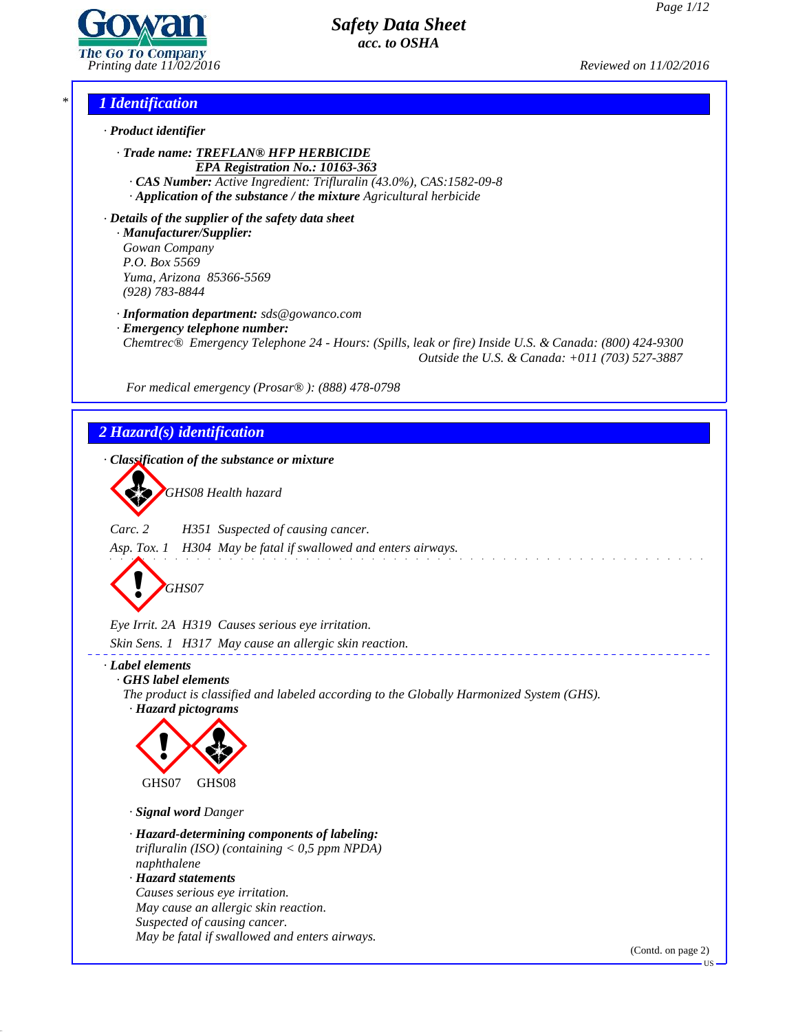# Safety Data Sheet
*acc. to OSHA*

Printing date 11/02/2016 — Reviewed on 11/02/2016

## 1 Identification

· **Product identifier**

· **Trade name:** **TREFLAN® HFP HERBICIDE**
**EPA Registration No.: 10163-363**

· **CAS Number:** Active Ingredient: Trifluralin (43.0%), CAS:1582-09-8
· **Application of the substance / the mixture** Agricultural herbicide

· **Details of the supplier of the safety data sheet**
· **Manufacturer/Supplier:**
Gowan Company
P.O. Box 5569
Yuma, Arizona 85366-5569
(928) 783-8844

· **Information department:** sds@gowanco.com
· **Emergency telephone number:**
Chemtrec® Emergency Telephone 24 - Hours: (Spills, leak or fire) Inside U.S. & Canada: (800) 424-9300
Outside the U.S. & Canada: +011 (703) 527-3887

For medical emergency (Prosar® ): (888) 478-0798

## 2 Hazard(s) identification

· **Classification of the substance or mixture**

GHS08 Health hazard

Carc. 2 H351 Suspected of causing cancer.

Asp. Tox. 1 H304 May be fatal if swallowed and enters airways.

GHS07

Eye Irrit. 2A H319 Causes serious eye irritation.

Skin Sens. 1 H317 May cause an allergic skin reaction.

· **Label elements**
· **GHS label elements**
The product is classified and labeled according to the Globally Harmonized System (GHS).
· **Hazard pictograms**

GHS07 GHS08

· **Signal word** Danger

· **Hazard-determining components of labeling:**
trifluralin (ISO) (containing < 0,5 ppm NPDA)
naphthalene
· **Hazard statements**
Causes serious eye irritation.
May cause an allergic skin reaction.
Suspected of causing cancer.
May be fatal if swallowed and enters airways.

(Contd. on page 2)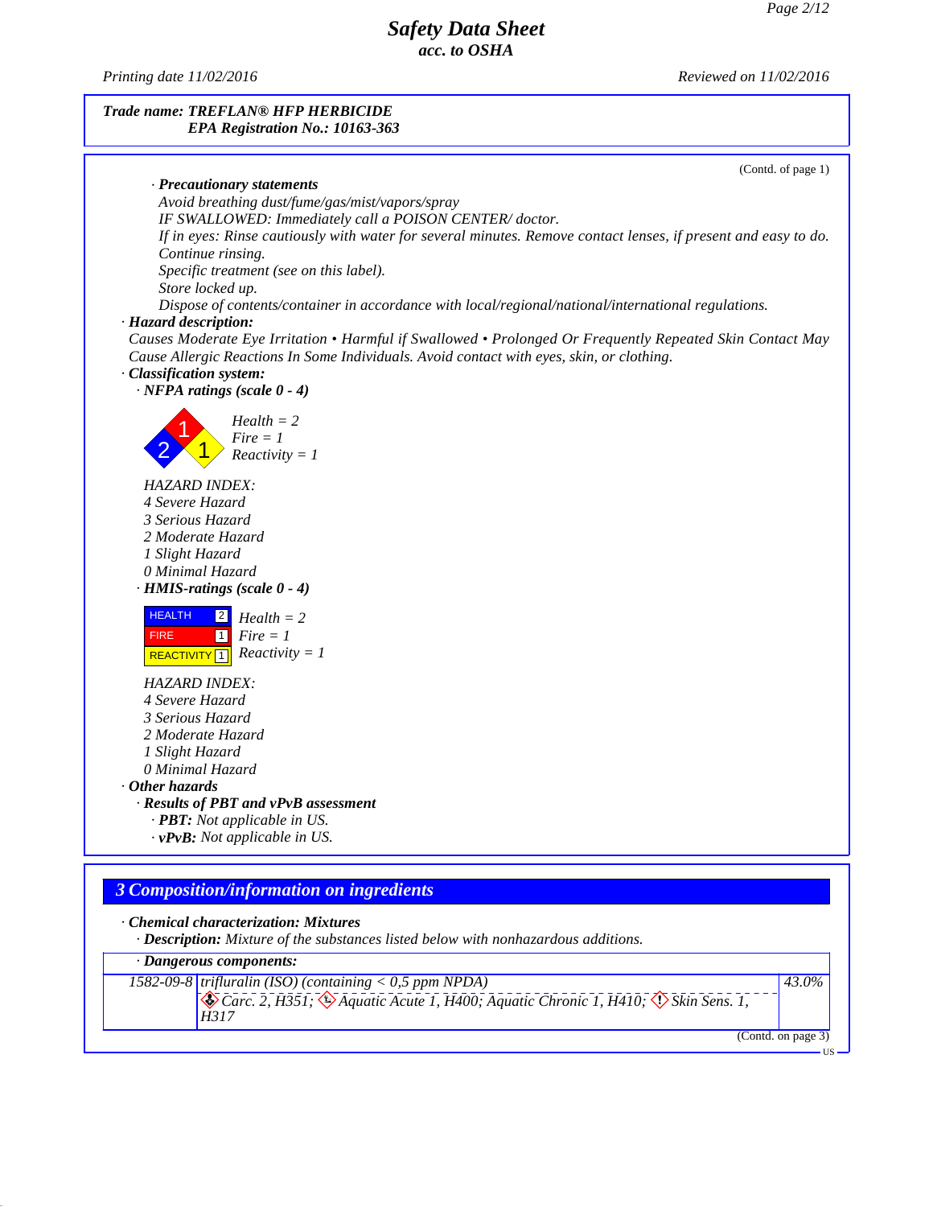**Trade name: TREFLAN® HFP HERBICIDE**
**EPA Registration No.: 10163-363**

(Contd. of page 1)

· **Precautionary statements**
Avoid breathing dust/fume/gas/mist/vapors/spray
IF SWALLOWED: Immediately call a POISON CENTER/ doctor.
If in eyes: Rinse cautiously with water for several minutes. Remove contact lenses, if present and easy to do. Continue rinsing.
Specific treatment (see on this label).
Store locked up.
Dispose of contents/container in accordance with local/regional/national/international regulations.

· **Hazard description:**
Causes Moderate Eye Irritation • Harmful if Swallowed • Prolonged Or Frequently Repeated Skin Contact May Cause Allergic Reactions In Some Individuals. Avoid contact with eyes, skin, or clothing.

· **Classification system:**

· **NFPA ratings (scale 0 - 4)**

Health = 2
Fire = 1
Reactivity = 1

HAZARD INDEX:
4 Severe Hazard
3 Serious Hazard
2 Moderate Hazard
1 Slight Hazard
0 Minimal Hazard

· **HMIS-ratings (scale 0 - 4)**

| | |
|---|---|
| HEALTH | 2 |
| FIRE | 1 |
| REACTIVITY | 1 |

Health = 2
Fire = 1
Reactivity = 1

HAZARD INDEX:
4 Severe Hazard
3 Serious Hazard
2 Moderate Hazard
1 Slight Hazard
0 Minimal Hazard

· **Other hazards**

· **Results of PBT and vPvB assessment**

· **PBT:** Not applicable in US.

· **vPvB:** Not applicable in US.

## 3 Composition/information on ingredients

· **Chemical characterization: Mixtures**

· **Description:** Mixture of the substances listed below with nonhazardous additions.

· **Dangerous components:**

| | | |
|---|---|---|
| 1582-09-8 | trifluralin (ISO) (containing < 0,5 ppm NPDA)<br>Carc. 2, H351; Aquatic Acute 1, H400; Aquatic Chronic 1, H410; Skin Sens. 1, H317 | 43.0% |

(Contd. on page 3)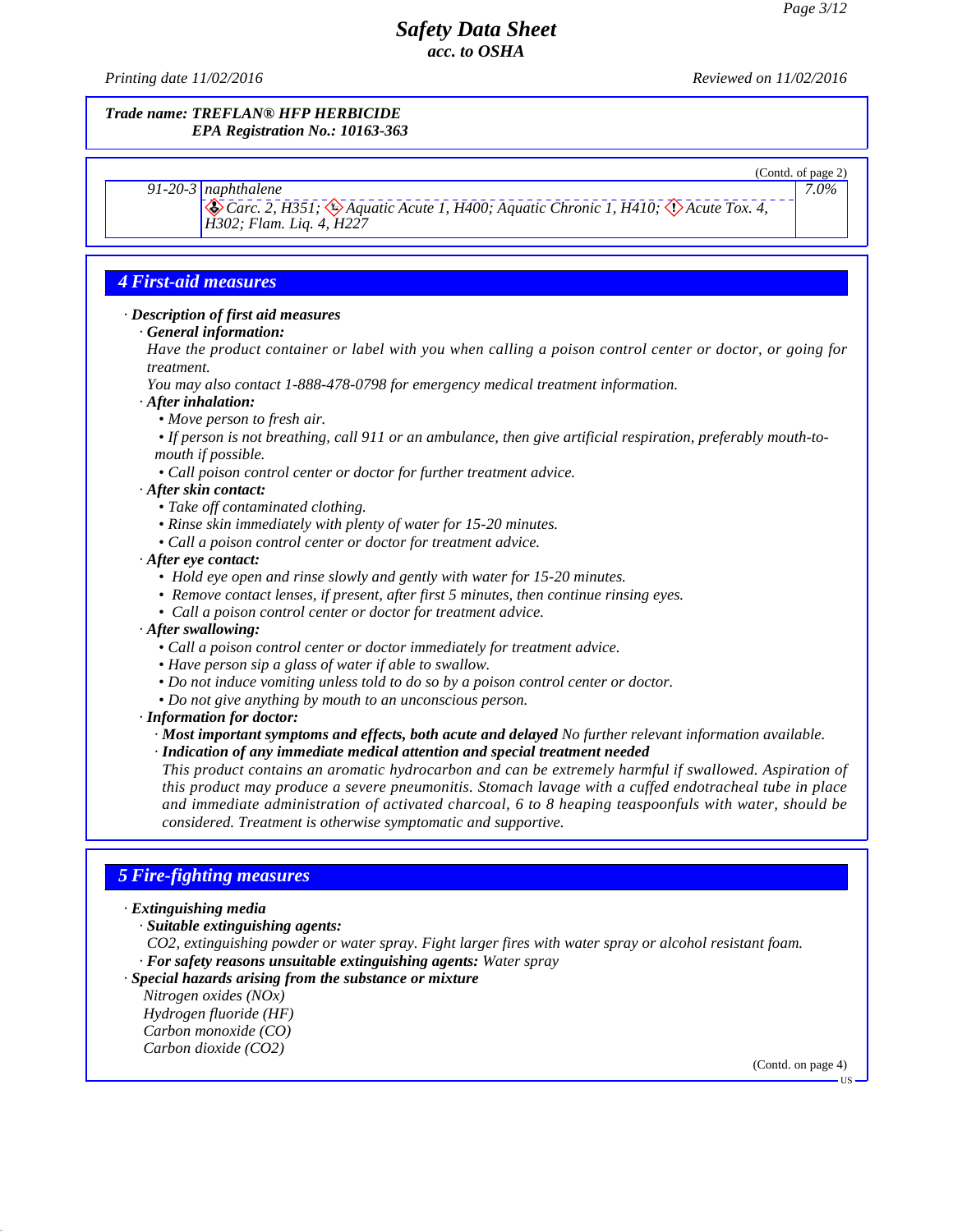**Trade name: TREFLAN® HFP HERBICIDE**
**EPA Registration No.: 10163-363**

(Contd. of page 2)

| | | |
|---|---|---|
| 91-20-3 | naphthalene<br>Carc. 2, H351; Aquatic Acute 1, H400; Aquatic Chronic 1, H410; Acute Tox. 4, H302; Flam. Liq. 4, H227 | 7.0% |

## 4 First-aid measures

· **Description of first aid measures**

· **General information:**
Have the product container or label with you when calling a poison control center or doctor, or going for treatment.
You may also contact 1-888-478-0798 for emergency medical treatment information.

· **After inhalation:**
- Move person to fresh air.
- If person is not breathing, call 911 or an ambulance, then give artificial respiration, preferably mouth-to-mouth if possible.
- Call poison control center or doctor for further treatment advice.

· **After skin contact:**
- Take off contaminated clothing.
- Rinse skin immediately with plenty of water for 15-20 minutes.
- Call a poison control center or doctor for treatment advice.

· **After eye contact:**
- Hold eye open and rinse slowly and gently with water for 15-20 minutes.
- Remove contact lenses, if present, after first 5 minutes, then continue rinsing eyes.
- Call a poison control center or doctor for treatment advice.

· **After swallowing:**
- Call a poison control center or doctor immediately for treatment advice.
- Have person sip a glass of water if able to swallow.
- Do not induce vomiting unless told to do so by a poison control center or doctor.
- Do not give anything by mouth to an unconscious person.

· **Information for doctor:**

· **Most important symptoms and effects, both acute and delayed** No further relevant information available.

· **Indication of any immediate medical attention and special treatment needed**
This product contains an aromatic hydrocarbon and can be extremely harmful if swallowed. Aspiration of this product may produce a severe pneumonitis. Stomach lavage with a cuffed endotracheal tube in place and immediate administration of activated charcoal, 6 to 8 heaping teaspoonfuls with water, should be considered. Treatment is otherwise symptomatic and supportive.

## 5 Fire-fighting measures

· **Extinguishing media**

· **Suitable extinguishing agents:**
$CO_2$, extinguishing powder or water spray. Fight larger fires with water spray or alcohol resistant foam.

· **For safety reasons unsuitable extinguishing agents:** Water spray

· **Special hazards arising from the substance or mixture**
Nitrogen oxides ($NO_x$)
Hydrogen fluoride (HF)
Carbon monoxide (CO)
Carbon dioxide ($CO_2$)

(Contd. on page 4)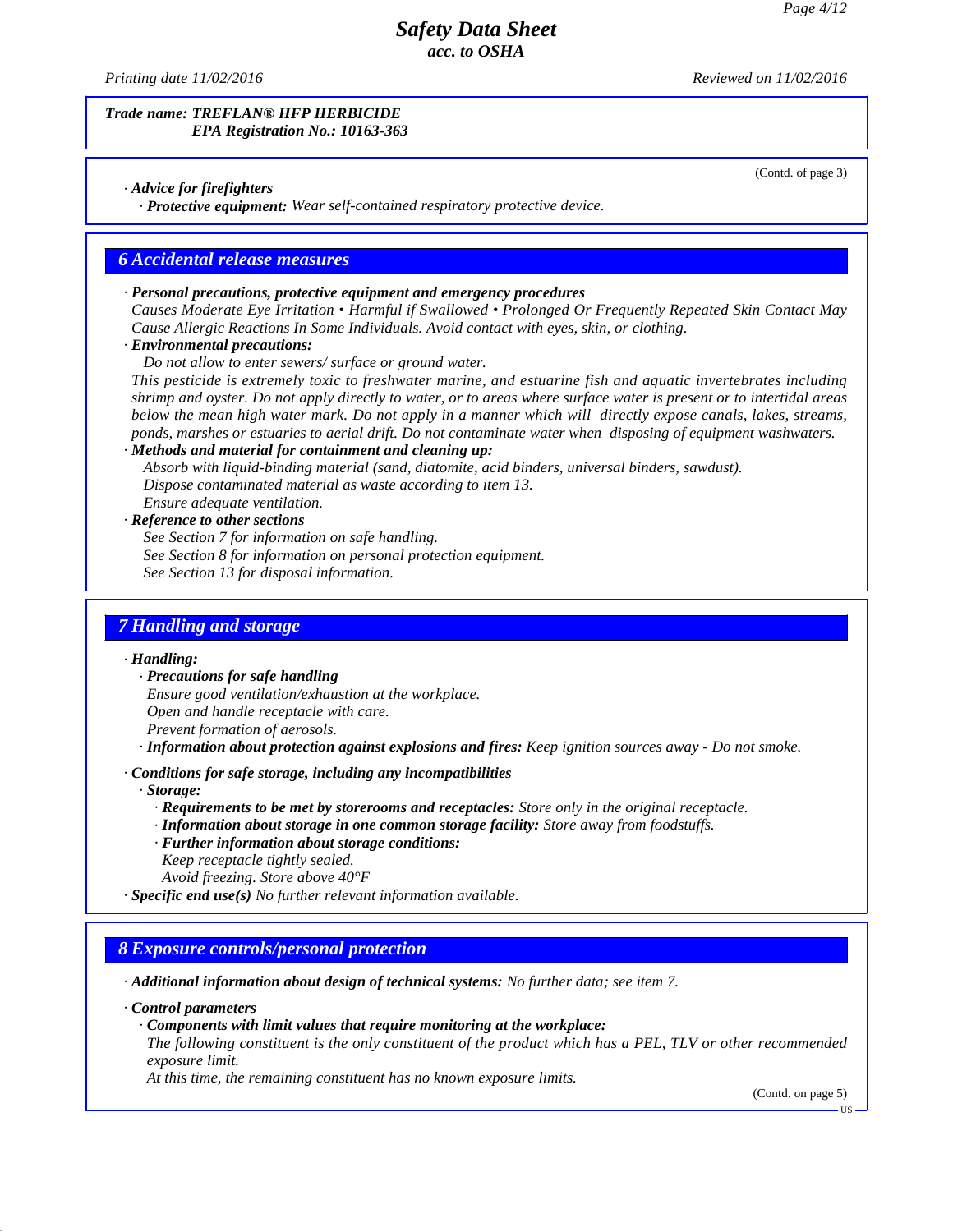*Trade name:* ***TREFLAN® HFP HERBICIDE***
***EPA Registration No.: 10163-363***

(Contd. of page 3)

· ***Advice for firefighters***
  · ***Protective equipment:*** *Wear self-contained respiratory protective device.*

## 6 Accidental release measures

· ***Personal precautions, protective equipment and emergency procedures***
*Causes Moderate Eye Irritation • Harmful if Swallowed • Prolonged Or Frequently Repeated Skin Contact May Cause Allergic Reactions In Some Individuals. Avoid contact with eyes, skin, or clothing.*

· ***Environmental precautions:***
*Do not allow to enter sewers/ surface or ground water.*
*This pesticide is extremely toxic to freshwater marine, and estuarine fish and aquatic invertebrates including shrimp and oyster. Do not apply directly to water, or to areas where surface water is present or to intertidal areas below the mean high water mark. Do not apply in a manner which will directly expose canals, lakes, streams, ponds, marshes or estuaries to aerial drift. Do not contaminate water when disposing of equipment washwaters.*

· ***Methods and material for containment and cleaning up:***
*Absorb with liquid-binding material (sand, diatomite, acid binders, universal binders, sawdust).*
*Dispose contaminated material as waste according to item 13.*
*Ensure adequate ventilation.*

· ***Reference to other sections***
*See Section 7 for information on safe handling.*
*See Section 8 for information on personal protection equipment.*
*See Section 13 for disposal information.*

## 7 Handling and storage

· ***Handling:***
  · ***Precautions for safe handling***
  *Ensure good ventilation/exhaustion at the workplace.*
  *Open and handle receptacle with care.*
  *Prevent formation of aerosols.*
  · ***Information about protection against explosions and fires:*** *Keep ignition sources away - Do not smoke.*

· ***Conditions for safe storage, including any incompatibilities***
  · ***Storage:***
    · ***Requirements to be met by storerooms and receptacles:*** *Store only in the original receptacle.*
    · ***Information about storage in one common storage facility:*** *Store away from foodstuffs.*
    · ***Further information about storage conditions:***
    *Keep receptacle tightly sealed.*
    *Avoid freezing. Store above 40°F*

· ***Specific end use(s)*** *No further relevant information available.*

## 8 Exposure controls/personal protection

· ***Additional information about design of technical systems:*** *No further data; see item 7.*

· ***Control parameters***
  · ***Components with limit values that require monitoring at the workplace:***
  *The following constituent is the only constituent of the product which has a PEL, TLV or other recommended exposure limit.*
  *At this time, the remaining constituent has no known exposure limits.*

(Contd. on page 5)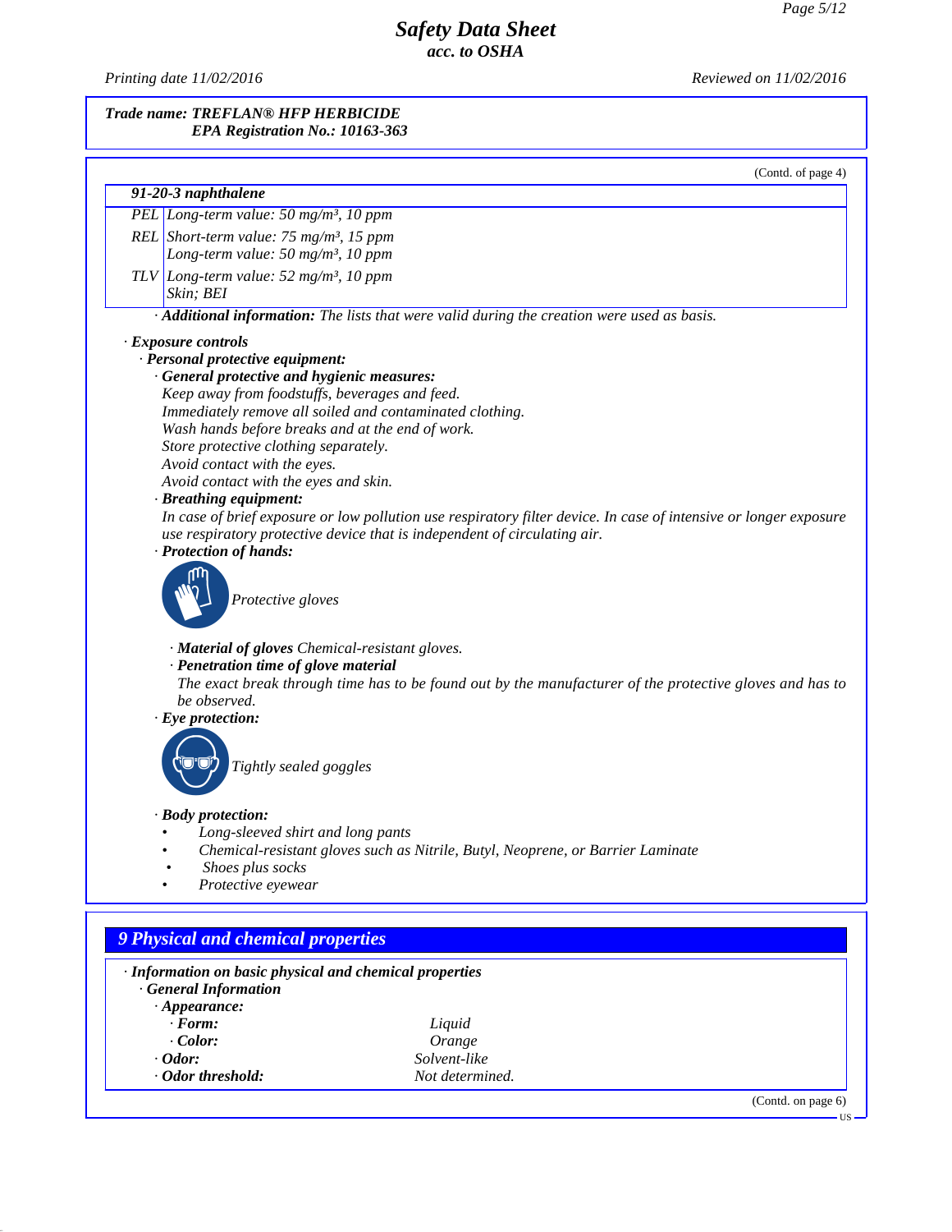Trade name: TREFLAN® HFP HERBICIDE
EPA Registration No.: 10163-363

(Contd. of page 4)

| 91-20-3 naphthalene | |
|---|---|
| PEL | Long-term value: 50 mg/m³, 10 ppm |
| REL | Short-term value: 75 mg/m³, 15 ppm<br>Long-term value: 50 mg/m³, 10 ppm |
| TLV | Long-term value: 52 mg/m³, 10 ppm<br>Skin; BEI |

· **Additional information:** The lists that were valid during the creation were used as basis.

· **Exposure controls**

· **Personal protective equipment:**

· **General protective and hygienic measures:**
Keep away from foodstuffs, beverages and feed.
Immediately remove all soiled and contaminated clothing.
Wash hands before breaks and at the end of work.
Store protective clothing separately.
Avoid contact with the eyes.
Avoid contact with the eyes and skin.

· **Breathing equipment:**
In case of brief exposure or low pollution use respiratory filter device. In case of intensive or longer exposure use respiratory protective device that is independent of circulating air.

· **Protection of hands:**

Protective gloves

· **Material of gloves** Chemical-resistant gloves.

· **Penetration time of glove material**
The exact break through time has to be found out by the manufacturer of the protective gloves and has to be observed.

· **Eye protection:**

Tightly sealed goggles

· **Body protection:**

- Long-sleeved shirt and long pants
- Chemical-resistant gloves such as Nitrile, Butyl, Neoprene, or Barrier Laminate
- Shoes plus socks
- Protective eyewear

## 9 Physical and chemical properties

· **Information on basic physical and chemical properties**

· **General Information**

· **Appearance:**

| | |
|---|---|
| · **Form:** | Liquid |
| · **Color:** | Orange |
| · **Odor:** | Solvent-like |
| · **Odor threshold:** | Not determined. |

(Contd. on page 6)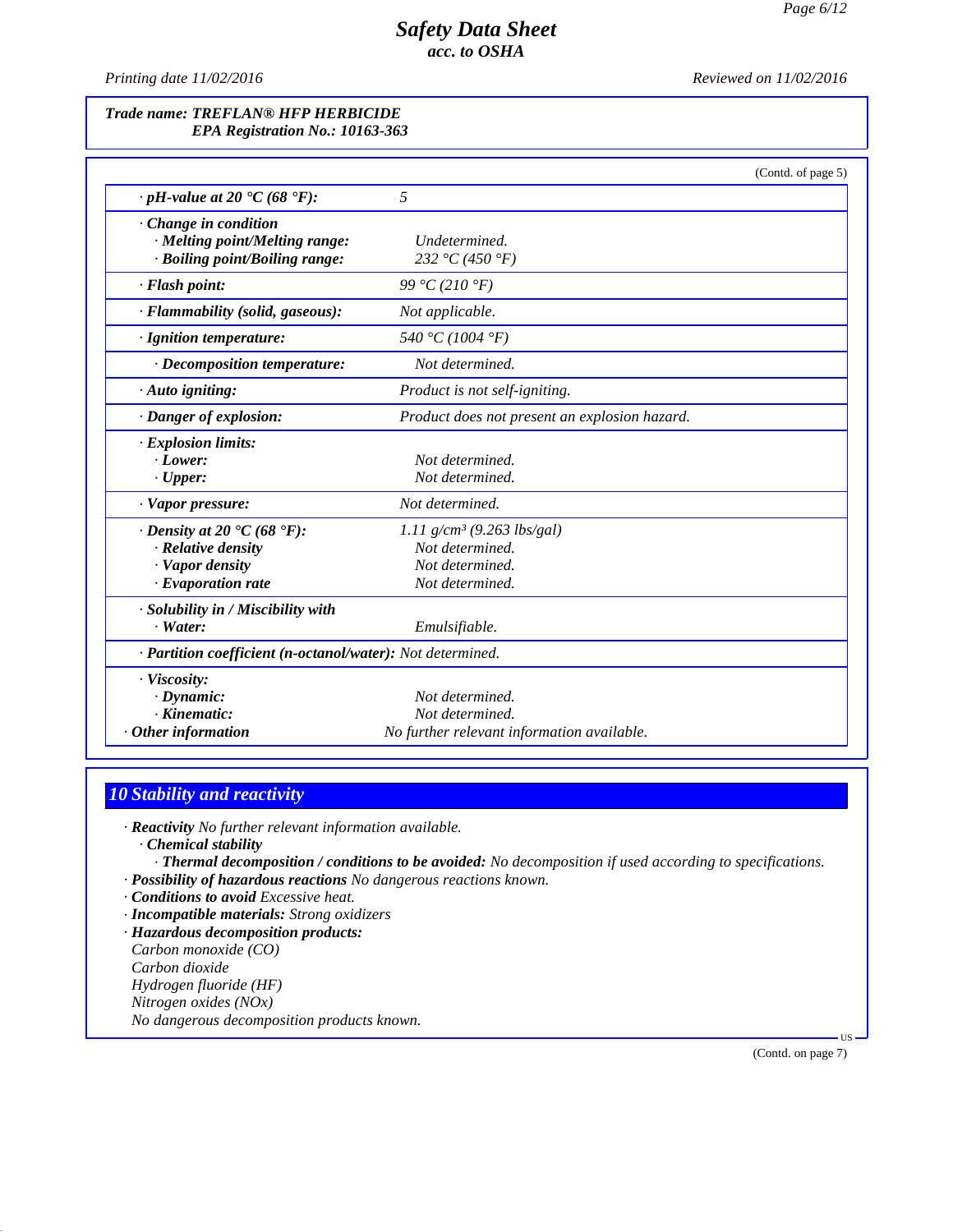**Trade name: TREFLAN® HFP HERBICIDE**
**EPA Registration No.: 10163-363**

(Contd. of page 5)

| | |
|---|---|
| · **pH-value at 20 °C (68 °F):** | 5 |
| · **Change in condition** | |
| · **Melting point/Melting range:** | Undetermined. |
| · **Boiling point/Boiling range:** | 232 °C (450 °F) |
| · **Flash point:** | 99 °C (210 °F) |
| · **Flammability (solid, gaseous):** | Not applicable. |
| · **Ignition temperature:** | 540 °C (1004 °F) |
| · **Decomposition temperature:** | Not determined. |
| · **Auto igniting:** | Product is not self-igniting. |
| · **Danger of explosion:** | Product does not present an explosion hazard. |
| · **Explosion limits:** | |
| · **Lower:** | Not determined. |
| · **Upper:** | Not determined. |
| · **Vapor pressure:** | Not determined. |
| · **Density at 20 °C (68 °F):** | 1.11 g/cm³ (9.263 lbs/gal) |
| · **Relative density** | Not determined. |
| · **Vapor density** | Not determined. |
| · **Evaporation rate** | Not determined. |
| · **Solubility in / Miscibility with** | |
| · **Water:** | Emulsifiable. |
| · **Partition coefficient (n-octanol/water):** | Not determined. |
| · **Viscosity:** | |
| · **Dynamic:** | Not determined. |
| · **Kinematic:** | Not determined. |
| · **Other information** | No further relevant information available. |

## 10 Stability and reactivity

· **Reactivity** No further relevant information available.
· **Chemical stability**
· **Thermal decomposition / conditions to be avoided:** No decomposition if used according to specifications.
· **Possibility of hazardous reactions** No dangerous reactions known.
· **Conditions to avoid** Excessive heat.
· **Incompatible materials:** Strong oxidizers
· **Hazardous decomposition products:**
Carbon monoxide (CO)
Carbon dioxide
Hydrogen fluoride (HF)
Nitrogen oxides (NOx)
No dangerous decomposition products known.

(Contd. on page 7)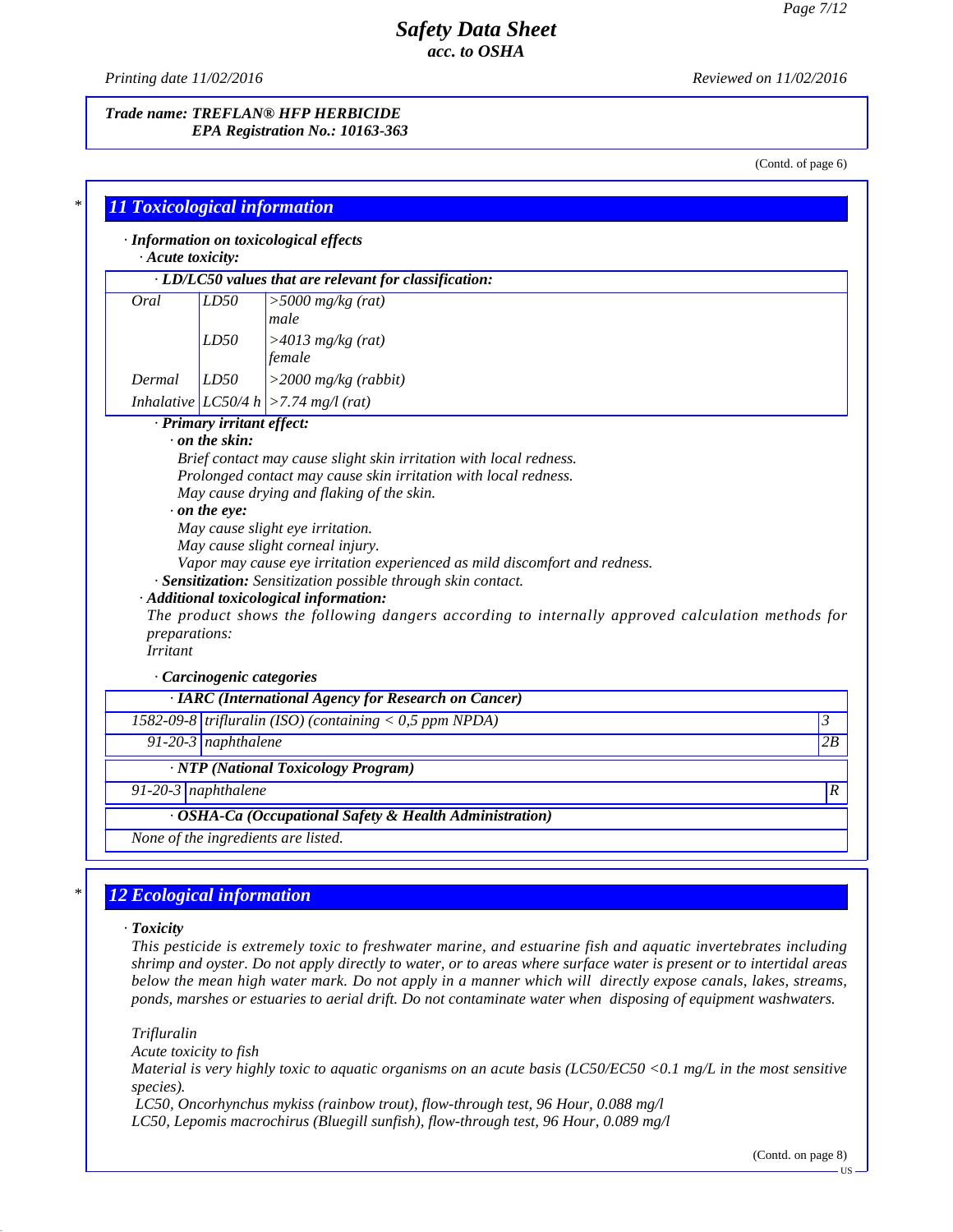Trade name: TREFLAN® HFP HERBICIDE
EPA Registration No.: 10163-363

(Contd. of page 6)

## 11 Toxicological information

· **Information on toxicological effects**

· **Acute toxicity:**

| · LD/LC50 values that are relevant for classification: | | |
|---|---|---|
| Oral | LD50 | >5000 mg/kg (rat) male |
| | LD50 | >4013 mg/kg (rat) female |
| Dermal | LD50 | >2000 mg/kg (rabbit) |
| Inhalative | LC50/4 h | >7.74 mg/l (rat) |

· **Primary irritant effect:**

· **on the skin:**
Brief contact may cause slight skin irritation with local redness.
Prolonged contact may cause skin irritation with local redness.
May cause drying and flaking of the skin.

· **on the eye:**
May cause slight eye irritation.
May cause slight corneal injury.
Vapor may cause eye irritation experienced as mild discomfort and redness.

· **Sensitization:** Sensitization possible through skin contact.

· **Additional toxicological information:**
The product shows the following dangers according to internally approved calculation methods for preparations:
Irritant

· **Carcinogenic categories**

| · IARC (International Agency for Research on Cancer) | | |
|---|---|---|
| 1582-09-8 | trifluralin (ISO) (containing < 0,5 ppm NPDA) | 3 |
| 91-20-3 | naphthalene | 2B |

| · NTP (National Toxicology Program) | | |
|---|---|---|
| 91-20-3 | naphthalene | R |

| · OSHA-Ca (Occupational Safety & Health Administration) |
|---|
| None of the ingredients are listed. |

## 12 Ecological information

· **Toxicity**

This pesticide is extremely toxic to freshwater marine, and estuarine fish and aquatic invertebrates including shrimp and oyster. Do not apply directly to water, or to areas where surface water is present or to intertidal areas below the mean high water mark. Do not apply in a manner which will directly expose canals, lakes, streams, ponds, marshes or estuaries to aerial drift. Do not contaminate water when disposing of equipment washwaters.

Trifluralin
Acute toxicity to fish
Material is very highly toxic to aquatic organisms on an acute basis (LC50/EC50 <0.1 mg/L in the most sensitive species).
LC50, Oncorhynchus mykiss (rainbow trout), flow-through test, 96 Hour, 0.088 mg/l
LC50, Lepomis macrochirus (Bluegill sunfish), flow-through test, 96 Hour, 0.089 mg/l

(Contd. on page 8)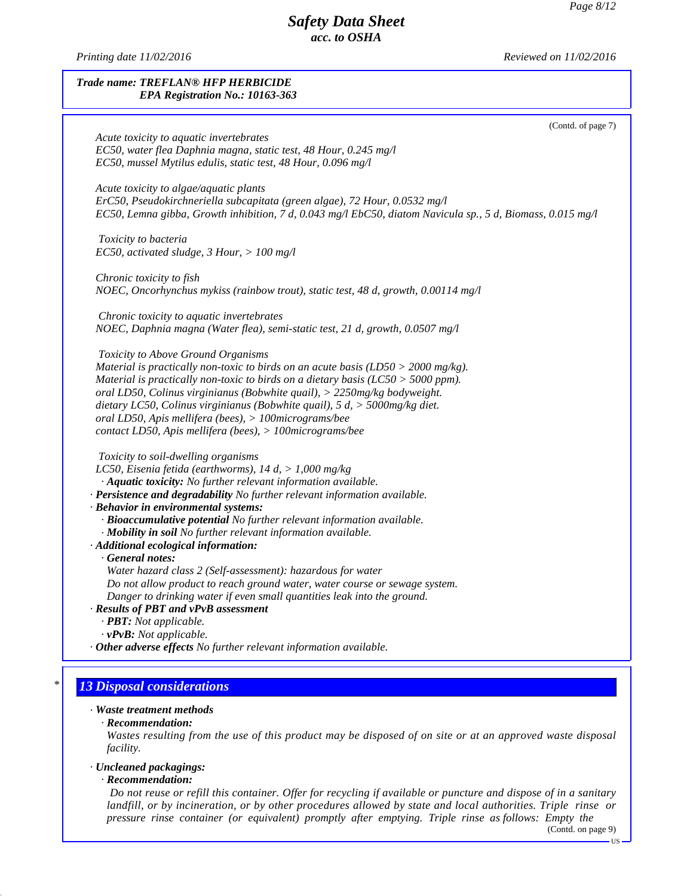(Contd. of page 7)

*Acute toxicity to aquatic invertebrates*
*EC50, water flea Daphnia magna, static test, 48 Hour, 0.245 mg/l*
*EC50, mussel Mytilus edulis, static test, 48 Hour, 0.096 mg/l*

*Acute toxicity to algae/aquatic plants*
*ErC50, Pseudokirchneriella subcapitata (green algae), 72 Hour, 0.0532 mg/l*
*EC50, Lemna gibba, Growth inhibition, 7 d, 0.043 mg/l EbC50, diatom Navicula sp., 5 d, Biomass, 0.015 mg/l*

*Toxicity to bacteria*
*EC50, activated sludge, 3 Hour, > 100 mg/l*

*Chronic toxicity to fish*
*NOEC, Oncorhynchus mykiss (rainbow trout), static test, 48 d, growth, 0.00114 mg/l*

*Chronic toxicity to aquatic invertebrates*
*NOEC, Daphnia magna (Water flea), semi-static test, 21 d, growth, 0.0507 mg/l*

*Toxicity to Above Ground Organisms*
*Material is practically non-toxic to birds on an acute basis (LD50 > 2000 mg/kg).*
*Material is practically non-toxic to birds on a dietary basis (LC50 > 5000 ppm).*
*oral LD50, Colinus virginianus (Bobwhite quail), > 2250mg/kg bodyweight.*
*dietary LC50, Colinus virginianus (Bobwhite quail), 5 d, > 5000mg/kg diet.*
*oral LD50, Apis mellifera (bees), > 100micrograms/bee*
*contact LD50, Apis mellifera (bees), > 100micrograms/bee*

*Toxicity to soil-dwelling organisms*
*LC50, Eisenia fetida (earthworms), 14 d, > 1,000 mg/kg*

- · ***Aquatic toxicity:*** *No further relevant information available.*

· ***Persistence and degradability*** *No further relevant information available.*
· ***Behavior in environmental systems:***
- · ***Bioaccumulative potential*** *No further relevant information available.*
- · ***Mobility in soil*** *No further relevant information available.*

· ***Additional ecological information:***
- · ***General notes:***
  *Water hazard class 2 (Self-assessment): hazardous for water*
  *Do not allow product to reach ground water, water course or sewage system.*
  *Danger to drinking water if even small quantities leak into the ground.*

· ***Results of PBT and vPvB assessment***
- · ***PBT:*** *Not applicable.*
- · ***vPvB:*** *Not applicable.*

· ***Other adverse effects*** *No further relevant information available.*

## 13 Disposal considerations

· ***Waste treatment methods***
- · ***Recommendation:***
  *Wastes resulting from the use of this product may be disposed of on site or at an approved waste disposal facility.*

· ***Uncleaned packagings:***
- · ***Recommendation:***
  *Do not reuse or refill this container. Offer for recycling if available or puncture and dispose of in a sanitary landfill, or by incineration, or by other procedures allowed by state and local authorities. Triple rinse or pressure rinse container (or equivalent) promptly after emptying. Triple rinse as follows: Empty the*

(Contd. on page 9)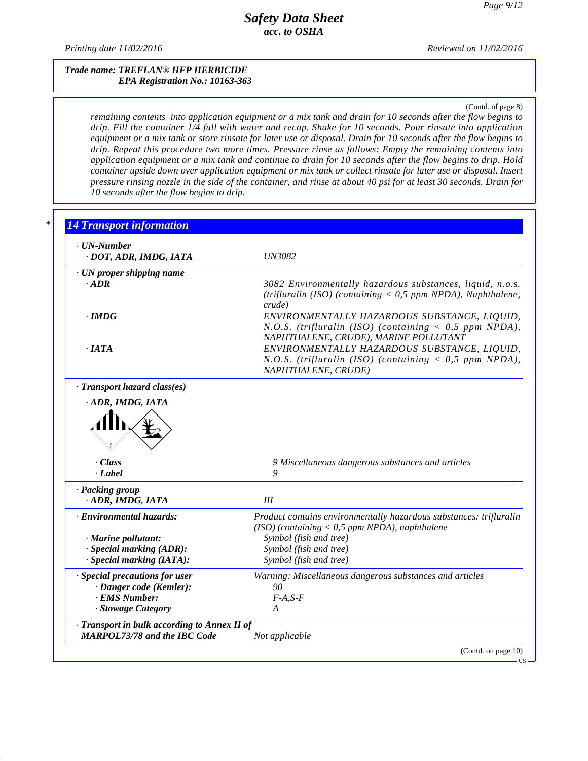**Trade name: TREFLAN® HFP HERBICIDE**
**EPA Registration No.: 10163-363**

(Contd. of page 8)

*remaining contents into application equipment or a mix tank and drain for 10 seconds after the flow begins to drip. Fill the container 1/4 full with water and recap. Shake for 10 seconds. Pour rinsate into application equipment or a mix tank or store rinsate for later use or disposal. Drain for 10 seconds after the flow begins to drip. Repeat this procedure two more times. Pressure rinse as follows: Empty the remaining contents into application equipment or a mix tank and continue to drain for 10 seconds after the flow begins to drip. Hold container upside down over application equipment or mix tank or collect rinsate for later use or disposal. Insert pressure rinsing nozzle in the side of the container, and rinse at about 40 psi for at least 30 seconds. Drain for 10 seconds after the flow begins to drip.*

## 14 Transport information

| | |
|---|---|
| **· UN-Number** | |
| **· DOT, ADR, IMDG, IATA** | UN3082 |
| **· UN proper shipping name** | |
| **· ADR** | 3082 Environmentally hazardous substances, liquid, n.o.s. (trifluralin (ISO) (containing < 0,5 ppm NPDA), Naphthalene, crude) |
| **· IMDG** | ENVIRONMENTALLY HAZARDOUS SUBSTANCE, LIQUID, N.O.S. (trifluralin (ISO) (containing < 0,5 ppm NPDA), NAPHTHALENE, CRUDE), MARINE POLLUTANT |
| **· IATA** | ENVIRONMENTALLY HAZARDOUS SUBSTANCE, LIQUID, N.O.S. (trifluralin (ISO) (containing < 0,5 ppm NPDA), NAPHTHALENE, CRUDE) |
| **· Transport hazard class(es)** | |
| **· ADR, IMDG, IATA** | |
| **· Class** | 9 Miscellaneous dangerous substances and articles |
| **· Label** | 9 |
| **· Packing group** | |
| **· ADR, IMDG, IATA** | III |
| **· Environmental hazards:** | Product contains environmentally hazardous substances: trifluralin (ISO) (containing < 0,5 ppm NPDA), naphthalene |
| **· Marine pollutant:** | Symbol (fish and tree) |
| **· Special marking (ADR):** | Symbol (fish and tree) |
| **· Special marking (IATA):** | Symbol (fish and tree) |
| **· Special precautions for user** | Warning: Miscellaneous dangerous substances and articles |
| **· Danger code (Kemler):** | 90 |
| **· EMS Number:** | F-A,S-F |
| **· Stowage Category** | A |
| **· Transport in bulk according to Annex II of MARPOL73/78 and the IBC Code** | Not applicable |

(Contd. on page 10)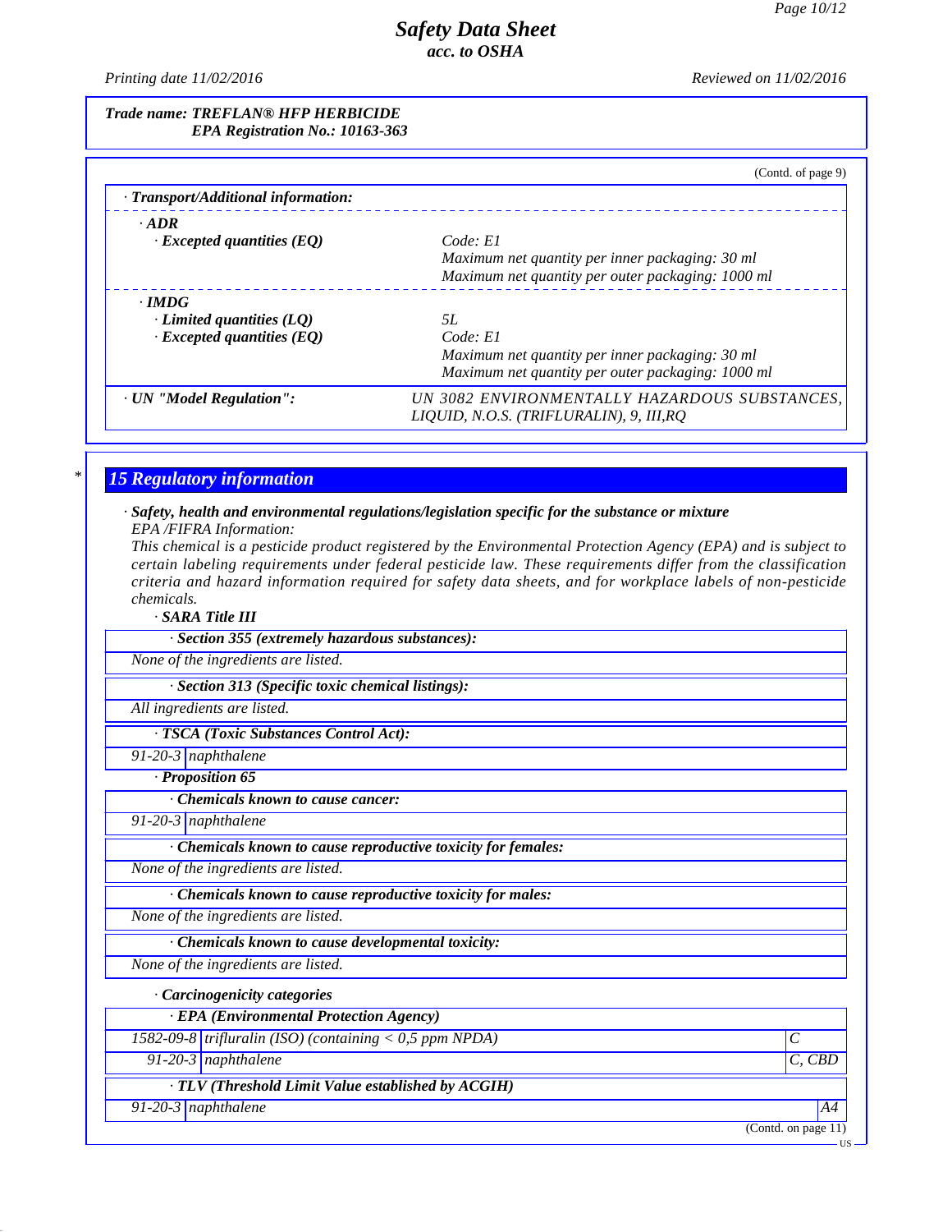**Trade name: TREFLAN® HFP HERBICIDE**
**EPA Registration No.: 10163-363**

(Contd. of page 9)

· **Transport/Additional information:**

· **ADR**

| | |
|---|---|
| · **Excepted quantities (EQ)** | Code: E1<br>Maximum net quantity per inner packaging: 30 ml<br>Maximum net quantity per outer packaging: 1000 ml |

· **IMDG**

| | |
|---|---|
| · **Limited quantities (LQ)** | 5L |
| · **Excepted quantities (EQ)** | Code: E1<br>Maximum net quantity per inner packaging: 30 ml<br>Maximum net quantity per outer packaging: 1000 ml |

| | |
|---|---|
| · **UN "Model Regulation":** | UN 3082 ENVIRONMENTALLY HAZARDOUS SUBSTANCES, LIQUID, N.O.S. (TRIFLURALIN), 9, III,RQ |

## 15 Regulatory information

· **Safety, health and environmental regulations/legislation specific for the substance or mixture**

EPA /FIFRA Information:

This chemical is a pesticide product registered by the Environmental Protection Agency (EPA) and is subject to certain labeling requirements under federal pesticide law. These requirements differ from the classification criteria and hazard information required for safety data sheets, and for workplace labels of non-pesticide chemicals.

· **SARA Title III**

· **Section 355 (extremely hazardous substances):**

None of the ingredients are listed.

· **Section 313 (Specific toxic chemical listings):**

All ingredients are listed.

· **TSCA (Toxic Substances Control Act):**

| | |
|---|---|
| 91-20-3 | naphthalene |

· **Proposition 65**

· **Chemicals known to cause cancer:**

| | |
|---|---|
| 91-20-3 | naphthalene |

· **Chemicals known to cause reproductive toxicity for females:**

None of the ingredients are listed.

· **Chemicals known to cause reproductive toxicity for males:**

None of the ingredients are listed.

· **Chemicals known to cause developmental toxicity:**

None of the ingredients are listed.

· **Carcinogenicity categories**

· **EPA (Environmental Protection Agency)**

| | | |
|---|---|---|
| 1582-09-8 | trifluralin (ISO) (containing < 0,5 ppm NPDA) | C |
| 91-20-3 | naphthalene | C, CBD |

· **TLV (Threshold Limit Value established by ACGIH)**

| | | |
|---|---|---|
| 91-20-3 | naphthalene | A4 |

(Contd. on page 11)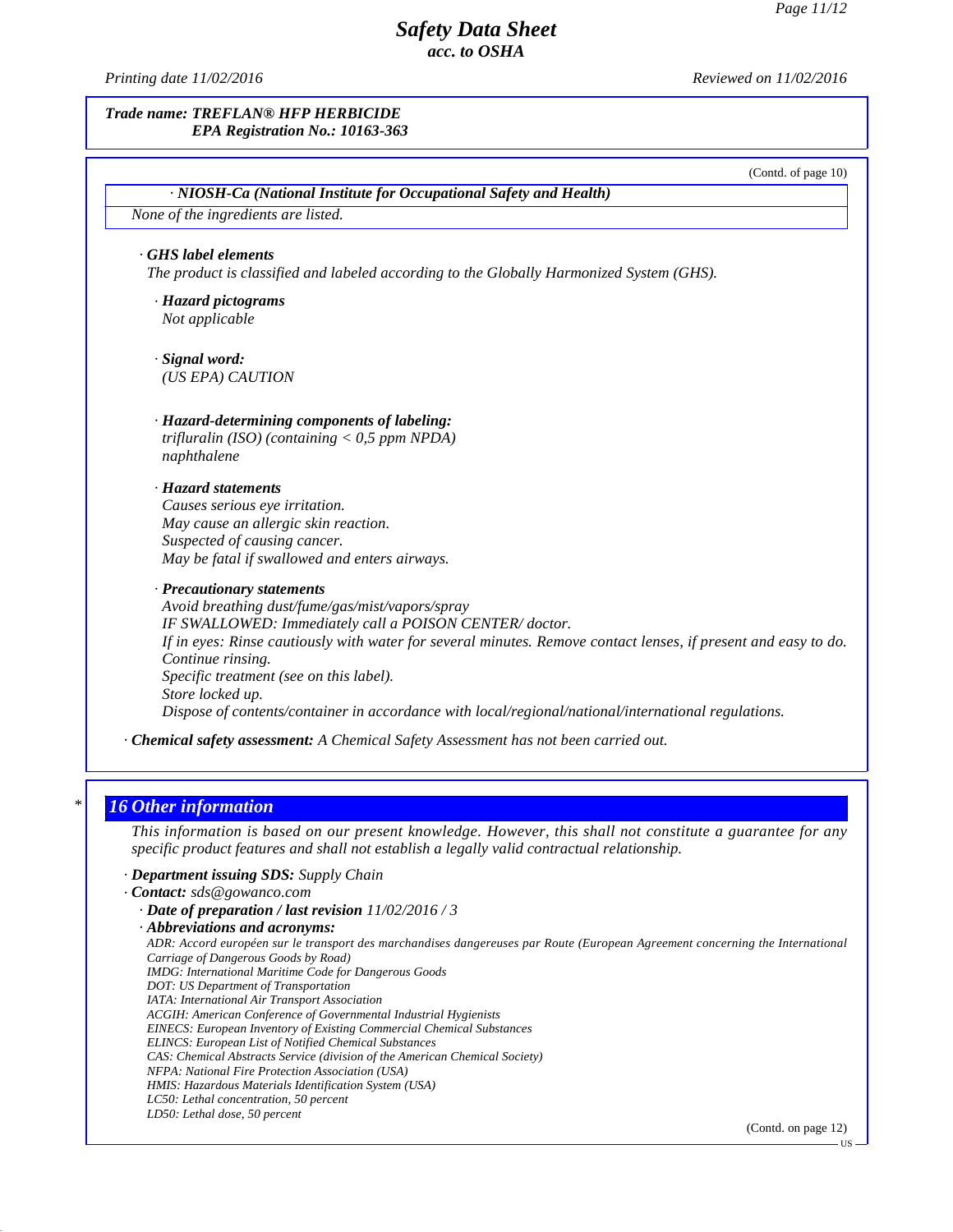**Trade name: TREFLAN® HFP HERBICIDE**
**EPA Registration No.: 10163-363**

(Contd. of page 10)

| · NIOSH-Ca (National Institute for Occupational Safety and Health) |
|---|
| None of the ingredients are listed. |

· **GHS label elements**
The product is classified and labeled according to the Globally Harmonized System (GHS).

· **Hazard pictograms**
Not applicable

· **Signal word:**
(US EPA) CAUTION

· **Hazard-determining components of labeling:**
trifluralin (ISO) (containing < 0,5 ppm NPDA)
naphthalene

· **Hazard statements**
Causes serious eye irritation.
May cause an allergic skin reaction.
Suspected of causing cancer.
May be fatal if swallowed and enters airways.

· **Precautionary statements**
Avoid breathing dust/fume/gas/mist/vapors/spray
IF SWALLOWED: Immediately call a POISON CENTER/ doctor.
If in eyes: Rinse cautiously with water for several minutes. Remove contact lenses, if present and easy to do. Continue rinsing.
Specific treatment (see on this label).
Store locked up.
Dispose of contents/container in accordance with local/regional/national/international regulations.

· **Chemical safety assessment:** A Chemical Safety Assessment has not been carried out.

## * 16 Other information

This information is based on our present knowledge. However, this shall not constitute a guarantee for any specific product features and shall not establish a legally valid contractual relationship.

· **Department issuing SDS:** Supply Chain
· **Contact:** sds@gowanco.com
· **Date of preparation / last revision** 11/02/2016 / 3
· **Abbreviations and acronyms:**
ADR: Accord européen sur le transport des marchandises dangereuses par Route (European Agreement concerning the International Carriage of Dangerous Goods by Road)
IMDG: International Maritime Code for Dangerous Goods
DOT: US Department of Transportation
IATA: International Air Transport Association
ACGIH: American Conference of Governmental Industrial Hygienists
EINECS: European Inventory of Existing Commercial Chemical Substances
ELINCS: European List of Notified Chemical Substances
CAS: Chemical Abstracts Service (division of the American Chemical Society)
NFPA: National Fire Protection Association (USA)
HMIS: Hazardous Materials Identification System (USA)
LC50: Lethal concentration, 50 percent
LD50: Lethal dose, 50 percent

(Contd. on page 12)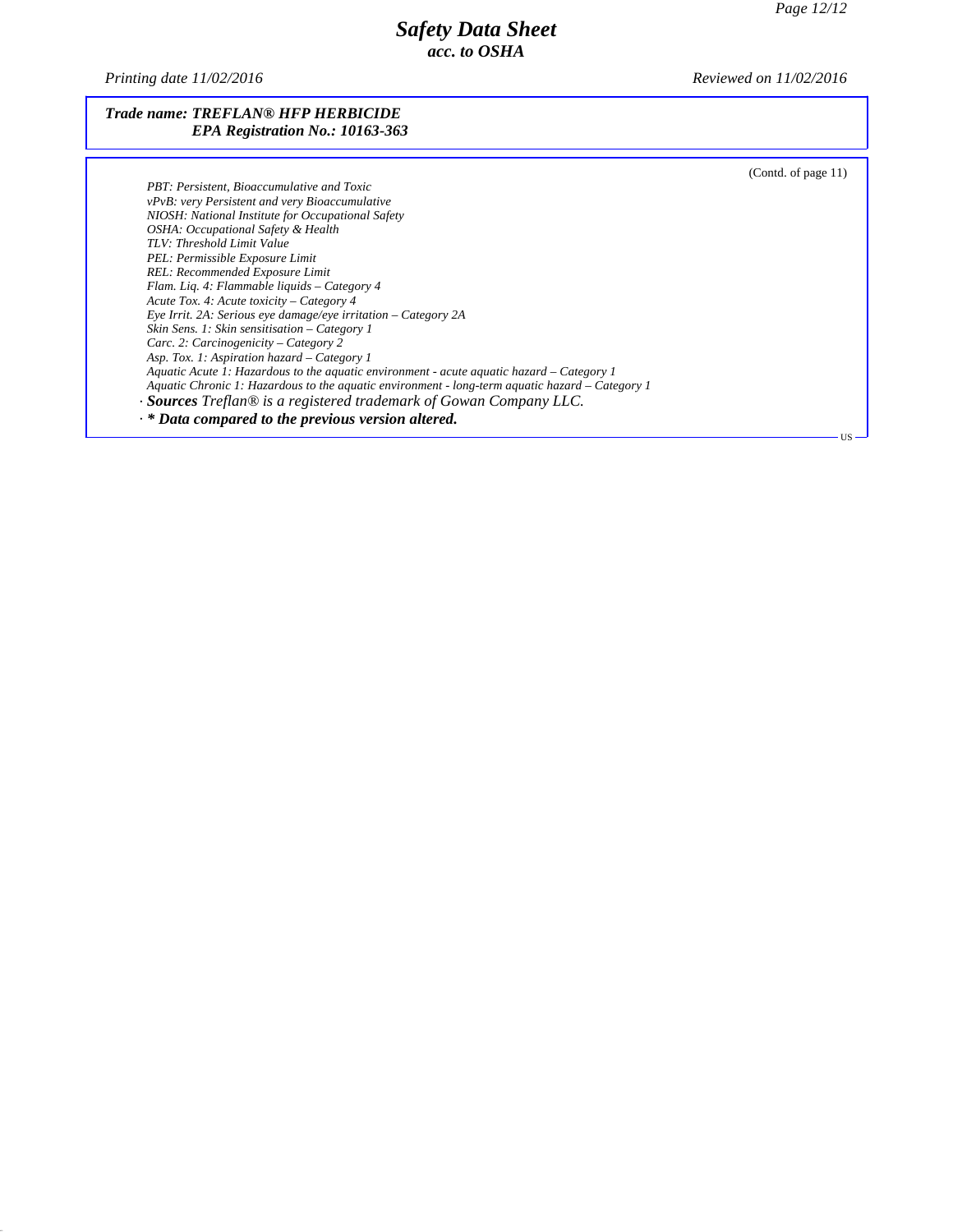**Trade name: TREFLAN® HFP HERBICIDE**
**EPA Registration No.: 10163-363**

(Contd. of page 11)

*PBT: Persistent, Bioaccumulative and Toxic*
*vPvB: very Persistent and very Bioaccumulative*
*NIOSH: National Institute for Occupational Safety*
*OSHA: Occupational Safety & Health*
*TLV: Threshold Limit Value*
*PEL: Permissible Exposure Limit*
*REL: Recommended Exposure Limit*
*Flam. Liq. 4: Flammable liquids – Category 4*
*Acute Tox. 4: Acute toxicity – Category 4*
*Eye Irrit. 2A: Serious eye damage/eye irritation – Category 2A*
*Skin Sens. 1: Skin sensitisation – Category 1*
*Carc. 2: Carcinogenicity – Category 2*
*Asp. Tox. 1: Aspiration hazard – Category 1*
*Aquatic Acute 1: Hazardous to the aquatic environment - acute aquatic hazard – Category 1*
*Aquatic Chronic 1: Hazardous to the aquatic environment - long-term aquatic hazard – Category 1*

· ***Sources*** *Treflan® is a registered trademark of Gowan Company LLC.*

· ***\* Data compared to the previous version altered.***

US